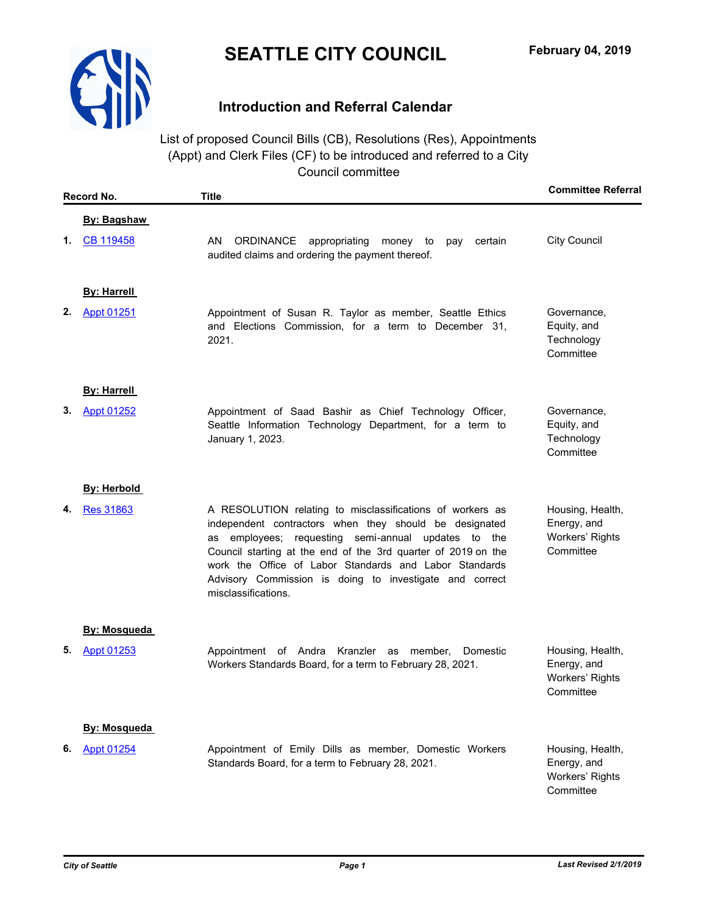# SEATTLE CITY COUNCIL

February 04, 2019

## Introduction and Referral Calendar

List of proposed Council Bills (CB), Resolutions (Res), Appointments (Appt) and Clerk Files (CF) to be introduced and referred to a City Council committee

| Record No. | Title | Committee Referral |
|---|---|---|
| **By: Bagshaw** | | |
| **1.** CB 119458 | AN ORDINANCE appropriating money to pay certain audited claims and ordering the payment thereof. | City Council |
| **By: Harrell** | | |
| **2.** Appt 01251 | Appointment of Susan R. Taylor as member, Seattle Ethics and Elections Commission, for a term to December 31, 2021. | Governance, Equity, and Technology Committee |
| **By: Harrell** | | |
| **3.** Appt 01252 | Appointment of Saad Bashir as Chief Technology Officer, Seattle Information Technology Department, for a term to January 1, 2023. | Governance, Equity, and Technology Committee |
| **By: Herbold** | | |
| **4.** Res 31863 | A RESOLUTION relating to misclassifications of workers as independent contractors when they should be designated as employees; requesting semi-annual updates to the Council starting at the end of the 3rd quarter of 2019 on the work the Office of Labor Standards and Labor Standards Advisory Commission is doing to investigate and correct misclassifications. | Housing, Health, Energy, and Workers' Rights Committee |
| **By: Mosqueda** | | |
| **5.** Appt 01253 | Appointment of Andra Kranzler as member, Domestic Workers Standards Board, for a term to February 28, 2021. | Housing, Health, Energy, and Workers' Rights Committee |
| **By: Mosqueda** | | |
| **6.** Appt 01254 | Appointment of Emily Dills as member, Domestic Workers Standards Board, for a term to February 28, 2021. | Housing, Health, Energy, and Workers' Rights Committee |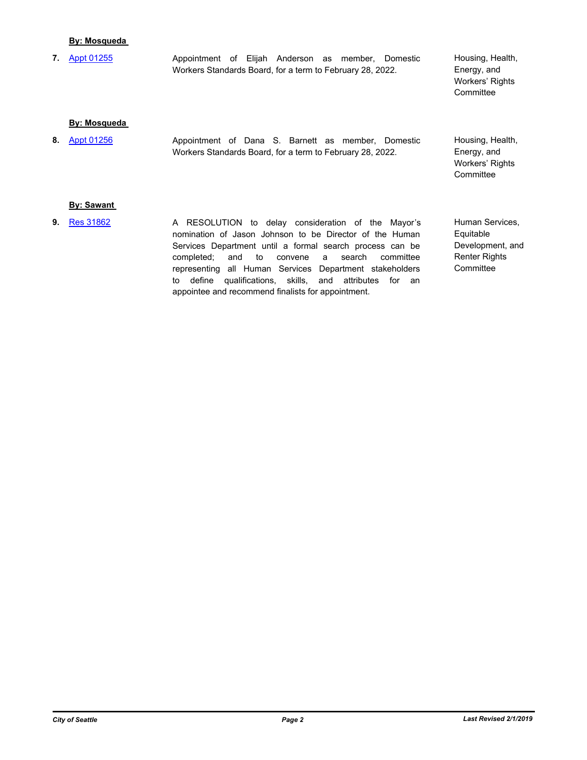**By: Mosqueda**

| | | | |
|---|---|---|---|
| **7.** | Appt 01255 | Appointment of Elijah Anderson as member, Domestic Workers Standards Board, for a term to February 28, 2022. | Housing, Health, Energy, and Workers' Rights Committee |

**By: Mosqueda**

| | | | |
|---|---|---|---|
| **8.** | Appt 01256 | Appointment of Dana S. Barnett as member, Domestic Workers Standards Board, for a term to February 28, 2022. | Housing, Health, Energy, and Workers' Rights Committee |

**By: Sawant**

| | | | |
|---|---|---|---|
| **9.** | Res 31862 | A RESOLUTION to delay consideration of the Mayor's nomination of Jason Johnson to be Director of the Human Services Department until a formal search process can be completed; and to convene a search committee representing all Human Services Department stakeholders to define qualifications, skills, and attributes for an appointee and recommend finalists for appointment. | Human Services, Equitable Development, and Renter Rights Committee |